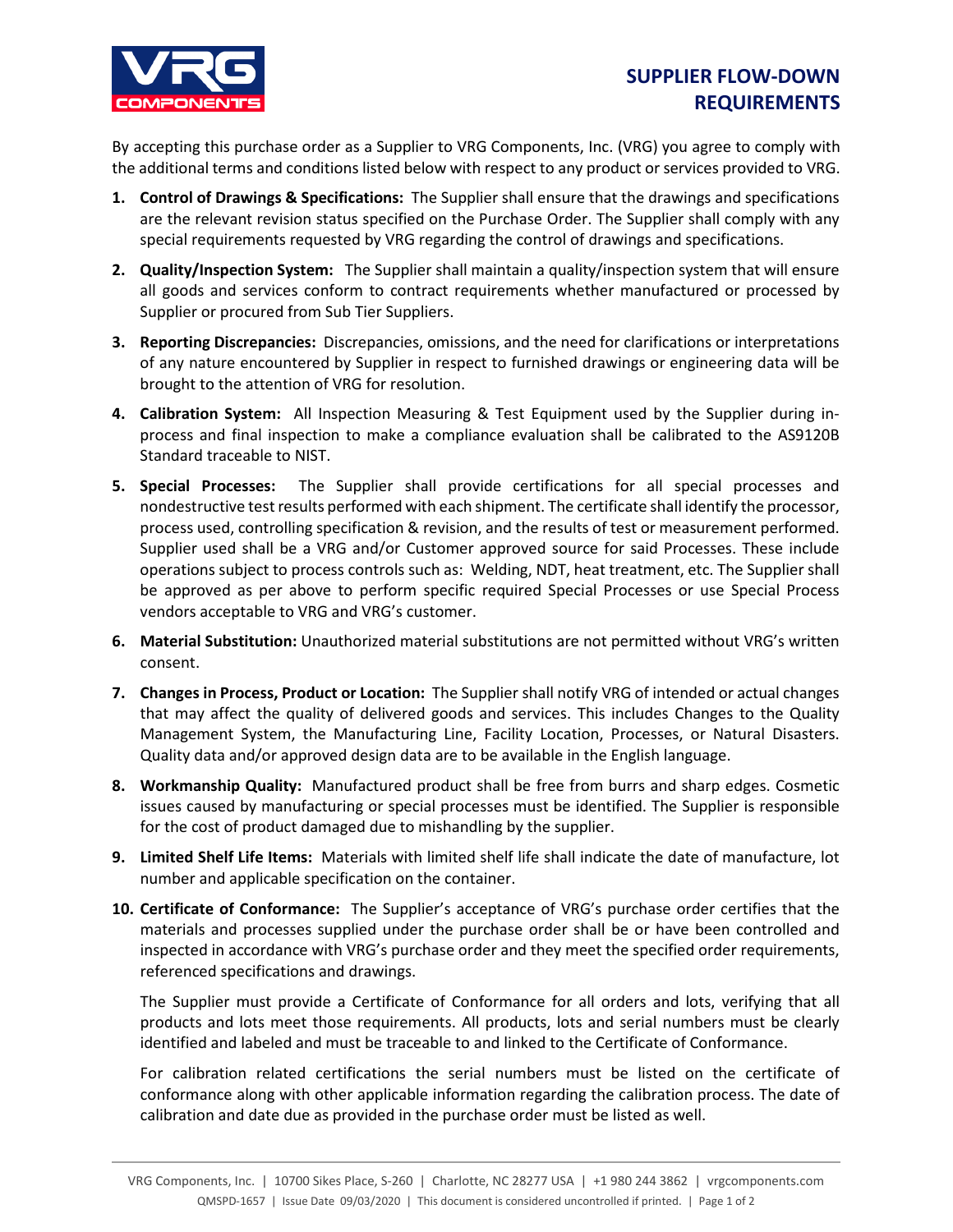# SUPPLIER FLOW-DOWN REQUIREMENTS

By accepting this purchase order as a Supplier to VRG Components, Inc. (VRG) you agree to comply with the additional terms and conditions listed below with respect to any product or services provided to VRG.

1. **Control of Drawings & Specifications:** The Supplier shall ensure that the drawings and specifications are the relevant revision status specified on the Purchase Order. The Supplier shall comply with any special requirements requested by VRG regarding the control of drawings and specifications.

2. **Quality/Inspection System:** The Supplier shall maintain a quality/inspection system that will ensure all goods and services conform to contract requirements whether manufactured or processed by Supplier or procured from Sub Tier Suppliers.

3. **Reporting Discrepancies:** Discrepancies, omissions, and the need for clarifications or interpretations of any nature encountered by Supplier in respect to furnished drawings or engineering data will be brought to the attention of VRG for resolution.

4. **Calibration System:** All Inspection Measuring & Test Equipment used by the Supplier during in-process and final inspection to make a compliance evaluation shall be calibrated to the AS9120B Standard traceable to NIST.

5. **Special Processes:** The Supplier shall provide certifications for all special processes and nondestructive test results performed with each shipment. The certificate shall identify the processor, process used, controlling specification & revision, and the results of test or measurement performed. Supplier used shall be a VRG and/or Customer approved source for said Processes. These include operations subject to process controls such as: Welding, NDT, heat treatment, etc. The Supplier shall be approved as per above to perform specific required Special Processes or use Special Process vendors acceptable to VRG and VRG's customer.

6. **Material Substitution:** Unauthorized material substitutions are not permitted without VRG's written consent.

7. **Changes in Process, Product or Location:** The Supplier shall notify VRG of intended or actual changes that may affect the quality of delivered goods and services. This includes Changes to the Quality Management System, the Manufacturing Line, Facility Location, Processes, or Natural Disasters. Quality data and/or approved design data are to be available in the English language.

8. **Workmanship Quality:** Manufactured product shall be free from burrs and sharp edges. Cosmetic issues caused by manufacturing or special processes must be identified. The Supplier is responsible for the cost of product damaged due to mishandling by the supplier.

9. **Limited Shelf Life Items:** Materials with limited shelf life shall indicate the date of manufacture, lot number and applicable specification on the container.

10. **Certificate of Conformance:** The Supplier's acceptance of VRG's purchase order certifies that the materials and processes supplied under the purchase order shall be or have been controlled and inspected in accordance with VRG's purchase order and they meet the specified order requirements, referenced specifications and drawings.

    The Supplier must provide a Certificate of Conformance for all orders and lots, verifying that all products and lots meet those requirements. All products, lots and serial numbers must be clearly identified and labeled and must be traceable to and linked to the Certificate of Conformance.

    For calibration related certifications the serial numbers must be listed on the certificate of conformance along with other applicable information regarding the calibration process. The date of calibration and date due as provided in the purchase order must be listed as well.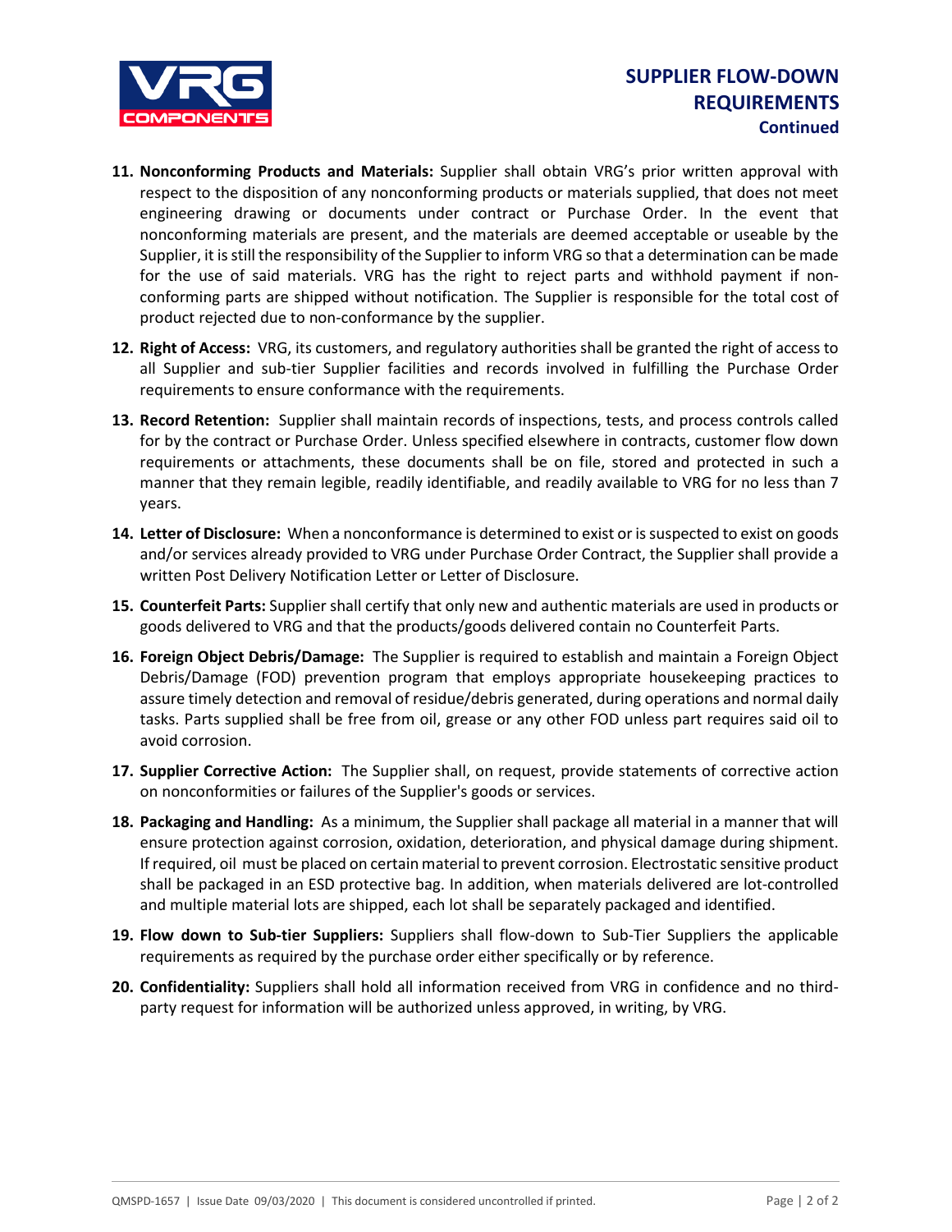# SUPPLIER FLOW-DOWN REQUIREMENTS

**Continued**

11. **Nonconforming Products and Materials:** Supplier shall obtain VRG's prior written approval with respect to the disposition of any nonconforming products or materials supplied, that does not meet engineering drawing or documents under contract or Purchase Order. In the event that nonconforming materials are present, and the materials are deemed acceptable or useable by the Supplier, it is still the responsibility of the Supplier to inform VRG so that a determination can be made for the use of said materials. VRG has the right to reject parts and withhold payment if non-conforming parts are shipped without notification. The Supplier is responsible for the total cost of product rejected due to non-conformance by the supplier.

12. **Right of Access:** VRG, its customers, and regulatory authorities shall be granted the right of access to all Supplier and sub-tier Supplier facilities and records involved in fulfilling the Purchase Order requirements to ensure conformance with the requirements.

13. **Record Retention:** Supplier shall maintain records of inspections, tests, and process controls called for by the contract or Purchase Order. Unless specified elsewhere in contracts, customer flow down requirements or attachments, these documents shall be on file, stored and protected in such a manner that they remain legible, readily identifiable, and readily available to VRG for no less than 7 years.

14. **Letter of Disclosure:** When a nonconformance is determined to exist or is suspected to exist on goods and/or services already provided to VRG under Purchase Order Contract, the Supplier shall provide a written Post Delivery Notification Letter or Letter of Disclosure.

15. **Counterfeit Parts:** Supplier shall certify that only new and authentic materials are used in products or goods delivered to VRG and that the products/goods delivered contain no Counterfeit Parts.

16. **Foreign Object Debris/Damage:** The Supplier is required to establish and maintain a Foreign Object Debris/Damage (FOD) prevention program that employs appropriate housekeeping practices to assure timely detection and removal of residue/debris generated, during operations and normal daily tasks. Parts supplied shall be free from oil, grease or any other FOD unless part requires said oil to avoid corrosion.

17. **Supplier Corrective Action:** The Supplier shall, on request, provide statements of corrective action on nonconformities or failures of the Supplier's goods or services.

18. **Packaging and Handling:** As a minimum, the Supplier shall package all material in a manner that will ensure protection against corrosion, oxidation, deterioration, and physical damage during shipment. If required, oil must be placed on certain material to prevent corrosion. Electrostatic sensitive product shall be packaged in an ESD protective bag. In addition, when materials delivered are lot-controlled and multiple material lots are shipped, each lot shall be separately packaged and identified.

19. **Flow down to Sub-tier Suppliers:** Suppliers shall flow-down to Sub-Tier Suppliers the applicable requirements as required by the purchase order either specifically or by reference.

20. **Confidentiality:** Suppliers shall hold all information received from VRG in confidence and no third-party request for information will be authorized unless approved, in writing, by VRG.

QMSPD-1657 | Issue Date 09/03/2020 | This document is considered uncontrolled if printed.